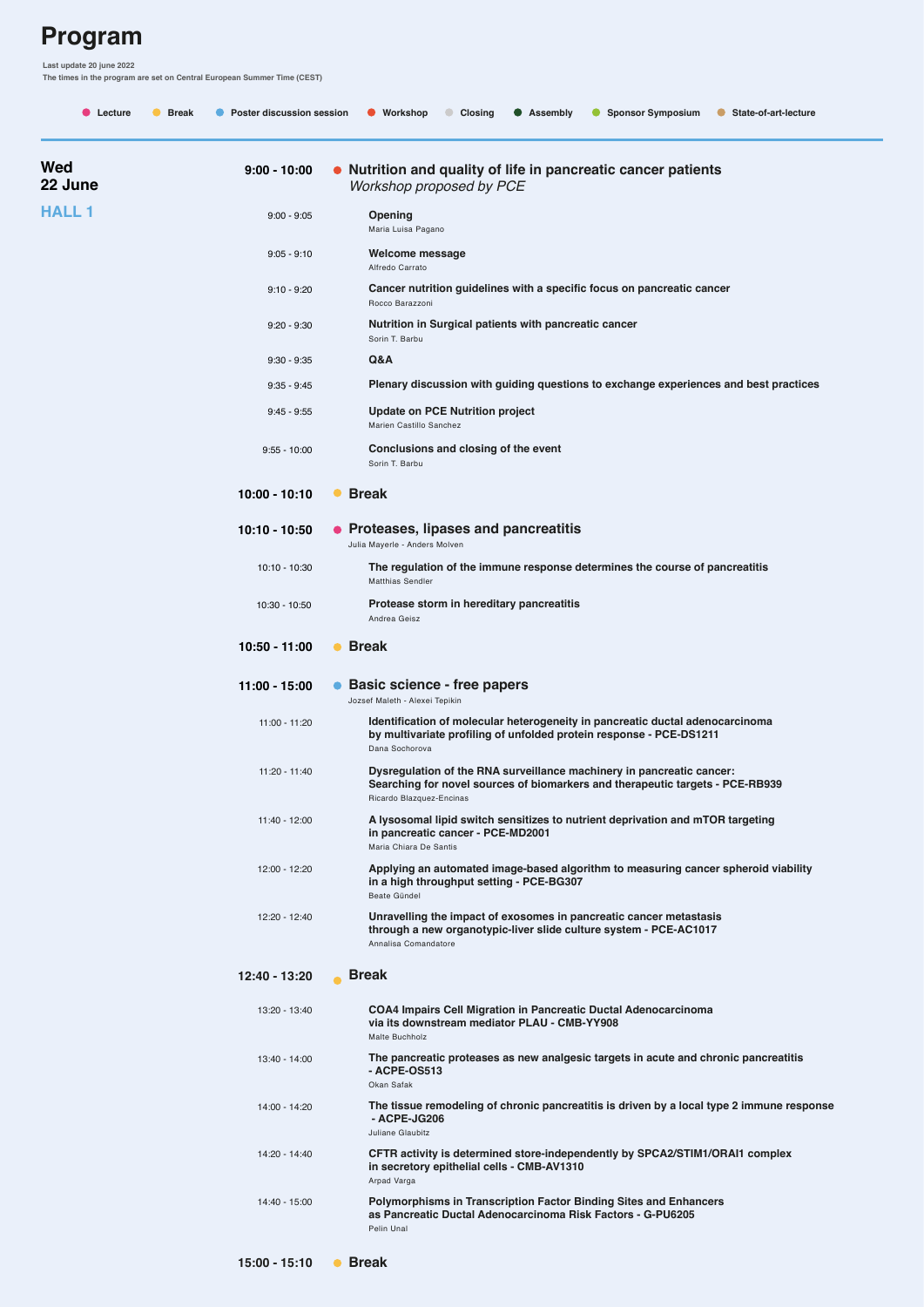# Program

Last update 20 june 2022
The times in the program are set on Central European Summer Time (CEST)

Lecture · Break · Poster discussion session · Workshop · Closing · Assembly · Sponsor Symposium · State-of-art-lecture

## Wed 22 June

### HALL 1

**9:00 - 10:00** — **Nutrition and quality of life in pancreatic cancer patients**
*Workshop proposed by PCE*

- 9:00 - 9:05 — **Opening**
  Maria Luisa Pagano
- 9:05 - 9:10 — **Welcome message**
  Alfredo Carrato
- 9:10 - 9:20 — **Cancer nutrition guidelines with a specific focus on pancreatic cancer**
  Rocco Barazzoni
- 9:20 - 9:30 — **Nutrition in Surgical patients with pancreatic cancer**
  Sorin T. Barbu
- 9:30 - 9:35 — **Q&A**
- 9:35 - 9:45 — **Plenary discussion with guiding questions to exchange experiences and best practices**
- 9:45 - 9:55 — **Update on PCE Nutrition project**
  Marien Castillo Sanchez
- 9:55 - 10:00 — **Conclusions and closing of the event**
  Sorin T. Barbu

**10:00 - 10:10** — **Break**

**10:10 - 10:50** — **Proteases, lipases and pancreatitis**
Julia Mayerle - Anders Molven

- 10:10 - 10:30 — **The regulation of the immune response determines the course of pancreatitis**
  Matthias Sendler
- 10:30 - 10:50 — **Protease storm in hereditary pancreatitis**
  Andrea Geisz

**10:50 - 11:00** — **Break**

**11:00 - 15:00** — **Basic science - free papers**
Jozsef Maleth - Alexei Tepikin

- 11:00 - 11:20 — **Identification of molecular heterogeneity in pancreatic ductal adenocarcinoma by multivariate profiling of unfolded protein response - PCE-DS1211**
  Dana Sochorova
- 11:20 - 11:40 — **Dysregulation of the RNA surveillance machinery in pancreatic cancer: Searching for novel sources of biomarkers and therapeutic targets - PCE-RB939**
  Ricardo Blazquez-Encinas
- 11:40 - 12:00 — **A lysosomal lipid switch sensitizes to nutrient deprivation and mTOR targeting in pancreatic cancer - PCE-MD2001**
  Maria Chiara De Santis
- 12:00 - 12:20 — **Applying an automated image-based algorithm to measuring cancer spheroid viability in a high throughput setting - PCE-BG307**
  Beate Gündel
- 12:20 - 12:40 — **Unravelling the impact of exosomes in pancreatic cancer metastasis through a new organotypic-liver slide culture system - PCE-AC1017**
  Annalisa Comandatore

**12:40 - 13:20** — **Break**

- 13:20 - 13:40 — **COA4 Impairs Cell Migration in Pancreatic Ductal Adenocarcinoma via its downstream mediator PLAU - CMB-YY908**
  Malte Buchholz
- 13:40 - 14:00 — **The pancreatic proteases as new analgesic targets in acute and chronic pancreatitis - ACPE-OS513**
  Okan Safak
- 14:00 - 14:20 — **The tissue remodeling of chronic pancreatitis is driven by a local type 2 immune response - ACPE-JG206**
  Juliane Glaubitz
- 14:20 - 14:40 — **CFTR activity is determined store-independently by SPCA2/STIM1/ORAI1 complex in secretory epithelial cells - CMB-AV1310**
  Arpad Varga
- 14:40 - 15:00 — **Polymorphisms in Transcription Factor Binding Sites and Enhancers as Pancreatic Ductal Adenocarcinoma Risk Factors - G-PU6205**
  Pelin Unal

**15:00 - 15:10** — **Break**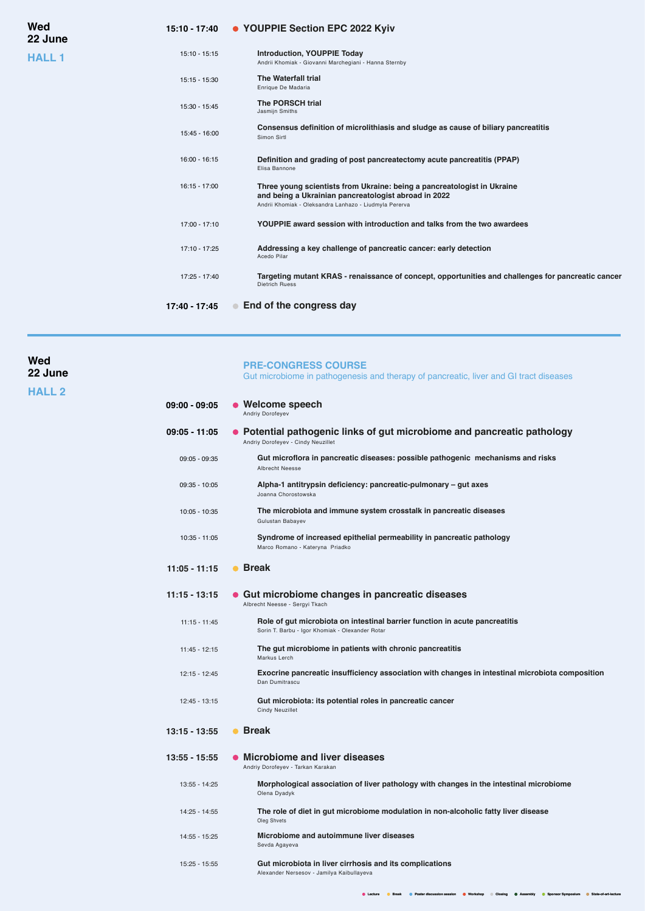**Wed 22 June**

**HALL 1**

## 15:10 - 17:40 YOUPPIE Section EPC 2022 Kyiv

15:10 - 15:15 **Introduction, YOUPPIE Today**
Andrii Khomiak - Giovanni Marchegiani - Hanna Sternby

15:15 - 15:30 **The Waterfall trial**
Enrique De Madaria

15:30 - 15:45 **The PORSCH trial**
Jasmijn Smiths

15:45 - 16:00 **Consensus definition of microlithiasis and sludge as cause of biliary pancreatitis**
Simon Sirtl

16:00 - 16:15 **Definition and grading of post pancreatectomy acute pancreatitis (PPAP)**
Elisa Bannone

16:15 - 17:00 **Three young scientists from Ukraine: being a pancreatologist in Ukraine and being a Ukrainian pancreatologist abroad in 2022**
Andrii Khomiak - Oleksandra Lanhazo - Liudmyla Pererva

17:00 - 17:10 **YOUPPIE award session with introduction and talks from the two awardees**

17:10 - 17:25 **Addressing a key challenge of pancreatic cancer: early detection**
Acedo Pilar

17:25 - 17:40 **Targeting mutant KRAS - renaissance of concept, opportunities and challenges for pancreatic cancer**
Dietrich Ruess

## 17:40 - 17:45 End of the congress day

---

**Wed 22 June**

**HALL 2**

## PRE-CONGRESS COURSE

Gut microbiome in pathogenesis and therapy of pancreatic, liver and GI tract diseases

## 09:00 - 09:05 Welcome speech
Andriy Dorofeyev

## 09:05 - 11:05 Potential pathogenic links of gut microbiome and pancreatic pathology
Andriy Dorofeyev - Cindy Neuzillet

09:05 - 09:35 **Gut microflora in pancreatic diseases: possible pathogenic mechanisms and risks**
Albrecht Neesse

09:35 - 10:05 **Alpha-1 antitrypsin deficiency: pancreatic-pulmonary – gut axes**
Joanna Chorostowska

10:05 - 10:35 **The microbiota and immune system crosstalk in pancreatic diseases**
Gulustan Babayev

10:35 - 11:05 **Syndrome of increased epithelial permeability in pancreatic pathology**
Marco Romano - Kateryna Priadko

## 11:05 - 11:15 Break

## 11:15 - 13:15 Gut microbiome changes in pancreatic diseases
Albrecht Neesse - Sergyi Tkach

11:15 - 11:45 **Role of gut microbiota on intestinal barrier function in acute pancreatitis**
Sorin T. Barbu - Igor Khomiak - Olexander Rotar

11:45 - 12:15 **The gut microbiome in patients with chronic pancreatitis**
Markus Lerch

12:15 - 12:45 **Exocrine pancreatic insufficiency association with changes in intestinal microbiota composition**
Dan Dumitrascu

12:45 - 13:15 **Gut microbiota: its potential roles in pancreatic cancer**
Cindy Neuzillet

## 13:15 - 13:55 Break

## 13:55 - 15:55 Microbiome and liver diseases
Andriy Dorofeyev - Tarkan Karakan

13:55 - 14:25 **Morphological association of liver pathology with changes in the intestinal microbiome**
Olena Dyadyk

14:25 - 14:55 **The role of diet in gut microbiome modulation in non-alcoholic fatty liver disease**
Oleg Shvets

14:55 - 15:25 **Microbiome and autoimmune liver diseases**
Sevda Agayeva

15:25 - 15:55 **Gut microbiota in liver cirrhosis and its complications**
Alexander Nersesov - Jamilya Kaibullayeva

Lecture · Break · Poster discussion session · Workshop · Closing · Assembly · Sponsor Symposium · State-of-art-lecture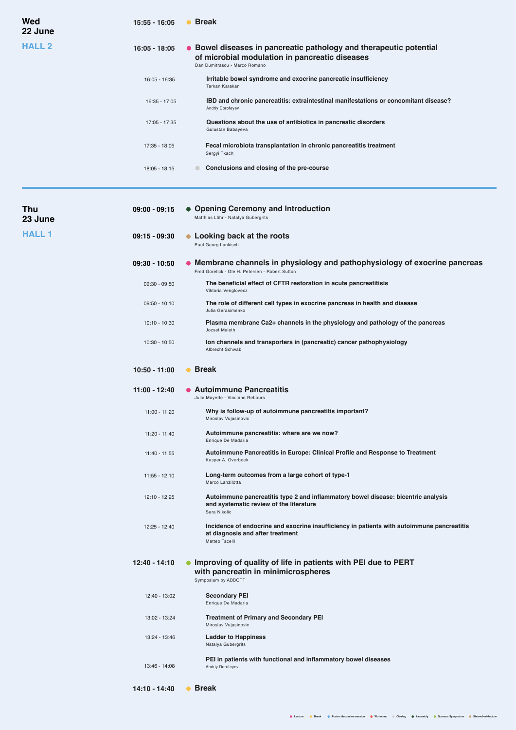## Wed 22 June

### HALL 2

**15:55 - 16:05** **Break**

**16:05 - 18:05** **Bowel diseases in pancreatic pathology and therapeutic potential of microbial modulation in pancreatic diseases**
Dan Dumitrascu - Marco Romano

- 16:05 - 16:35 **Irritable bowel syndrome and exocrine pancreatic insufficiency**
  Tarkan Karakan
- 16:35 - 17:05 **IBD and chronic pancreatitis: extraintestinal manifestations or concomitant disease?**
  Andriy Dorofeyev
- 17:05 - 17:35 **Questions about the use of antibiotics in pancreatic disorders**
  Gulustan Babayeva
- 17:35 - 18:05 **Fecal microbiota transplantation in chronic pancreatitis treatment**
  Sergyi Tkach
- 18:05 - 18:15 **Conclusions and closing of the pre-course**

---

## Thu 23 June

### HALL 1

**09:00 - 09:15** **Opening Ceremony and Introduction**
Matthias Löhr - Natalya Gubergrits

**09:15 - 09:30** **Looking back at the roots**
Paul Georg Lankisch

**09:30 - 10:50** **Membrane channels in physiology and pathophysiology of exocrine pancreas**
Fred Gorelick - Ole H. Petersen - Robert Sutton

- 09:30 - 09:50 **The beneficial effect of CFTR restoration in acute pancreatitisis**
  Viktoria Venglovecz
- 09:50 - 10:10 **The role of different cell types in exocrine pancreas in health and disease**
  Julia Gerasimenko
- 10:10 - 10:30 **Plasma membrane Ca2+ channels in the physiology and pathology of the pancreas**
  Jozsef Maleth
- 10:30 - 10:50 **Ion channels and transporters in (pancreatic) cancer pathophysiology**
  Albrecht Schwab

**10:50 - 11:00** **Break**

**11:00 - 12:40** **Autoimmune Pancreatitis**
Julia Mayerle - Vinciane Rebours

- 11:00 - 11:20 **Why is follow-up of autoimmune pancreatitis important?**
  Miroslav Vujasinovic
- 11:20 - 11:40 **Autoimmune pancreatitis: where are we now?**
  Enrique De Madaria
- 11:40 - 11:55 **Autoimmune Pancreatitis in Europe: Clinical Profile and Response to Treatment**
  Kasper A. Overbeek
- 11:55 - 12:10 **Long-term outcomes from a large cohort of type-1**
  Marco Lanzilotta
- 12:10 - 12:25 **Autoimmune pancreatitis type 2 and inflammatory bowel disease: bicentric analysis and systematic review of the literature**
  Sara Nikolic
- 12:25 - 12:40 **Incidence of endocrine and exocrine insufficiency in patients with autoimmune pancreatitis at diagnosis and after treatment**
  Matteo Tacelli

**12:40 - 14:10** **Improving of quality of life in patients with PEI due to PERT with pancreatin in minimicrospheres**
Symposium by ABBOTT

- 12:40 - 13:02 **Secondary PEI**
  Enrique De Madaria
- 13:02 - 13:24 **Treatment of Primary and Secondary PEI**
  Miroslav Vujasinovic
- 13:24 - 13:46 **Ladder to Happiness**
  Natalya Gubergrits
- 13:46 - 14:08 **PEI in patients with functional and inflammatory bowel diseases**
  Andriy Dorofeyev

**14:10 - 14:40** **Break**

Lecture · Break · Poster discussion session · Workshop · Closing · Assembly · Sponsor Symposium · State-of-art-lecture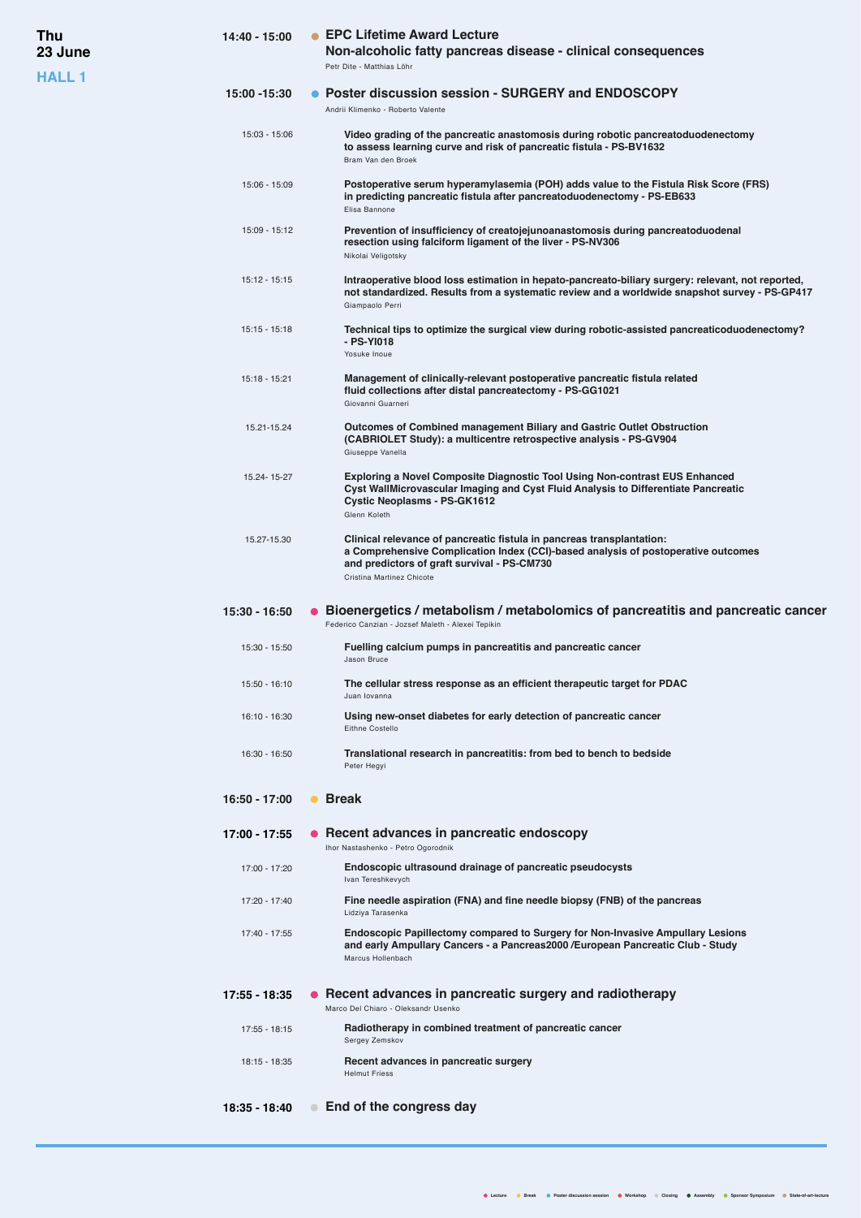**Thu**
**23 June**

**HALL 1**

**14:40 - 15:00** ● **EPC Lifetime Award Lecture**
**Non-alcoholic fatty pancreas disease - clinical consequences**
Petr Dite - Matthias Löhr

**15:00 -15:30** ● **Poster discussion session - SURGERY and ENDOSCOPY**
Andrii Klimenko - Roberto Valente

15:03 - 15:06 **Video grading of the pancreatic anastomosis during robotic pancreatoduodenectomy to assess learning curve and risk of pancreatic fistula - PS-BV1632**
Bram Van den Broek

15:06 - 15:09 **Postoperative serum hyperamylasemia (POH) adds value to the Fistula Risk Score (FRS) in predicting pancreatic fistula after pancreatoduodenectomy - PS-EB633**
Elisa Bannone

15:09 - 15:12 **Prevention of insufficiency of creatojejunoanastomosis during pancreatoduodenal resection using falciform ligament of the liver - PS-NV306**
Nikolai Veligotsky

15:12 - 15:15 **Intraoperative blood loss estimation in hepato-pancreato-biliary surgery: relevant, not reported, not standardized. Results from a systematic review and a worldwide snapshot survey - PS-GP417**
Giampaolo Perri

15:15 - 15:18 **Technical tips to optimize the surgical view during robotic-assisted pancreaticoduodenectomy? - PS-YI018**
Yosuke Inoue

15:18 - 15:21 **Management of clinically-relevant postoperative pancreatic fistula related fluid collections after distal pancreatectomy - PS-GG1021**
Giovanni Guarneri

15.21-15.24 **Outcomes of Combined management Biliary and Gastric Outlet Obstruction (CABRIOLET Study): a multicentre retrospective analysis - PS-GV904**
Giuseppe Vanella

15.24- 15-27 **Exploring a Novel Composite Diagnostic Tool Using Non-contrast EUS Enhanced Cyst WallMicrovascular Imaging and Cyst Fluid Analysis to Differentiate Pancreatic Cystic Neoplasms - PS-GK1612**
Glenn Koleth

15.27-15.30 **Clinical relevance of pancreatic fistula in pancreas transplantation: a Comprehensive Complication Index (CCI)-based analysis of postoperative outcomes and predictors of graft survival - PS-CM730**
Cristina Martinez Chicote

**15:30 - 16:50** ● **Bioenergetics / metabolism / metabolomics of pancreatitis and pancreatic cancer**
Federico Canzian - Jozsef Maleth - Alexei Tepikin

15:30 - 15:50 **Fuelling calcium pumps in pancreatitis and pancreatic cancer**
Jason Bruce

15:50 - 16:10 **The cellular stress response as an efficient therapeutic target for PDAC**
Juan Iovanna

16:10 - 16:30 **Using new-onset diabetes for early detection of pancreatic cancer**
Eithne Costello

16:30 - 16:50 **Translational research in pancreatitis: from bed to bench to bedside**
Peter Hegyi

**16:50 - 17:00** ● **Break**

**17:00 - 17:55** ● **Recent advances in pancreatic endoscopy**
Ihor Nastashenko - Petro Ogorodnik

17:00 - 17:20 **Endoscopic ultrasound drainage of pancreatic pseudocysts**
Ivan Tereshkevych

17:20 - 17:40 **Fine needle aspiration (FNA) and fine needle biopsy (FNB) of the pancreas**
Lidziya Tarasenka

17:40 - 17:55 **Endoscopic Papillectomy compared to Surgery for Non-Invasive Ampullary Lesions and early Ampullary Cancers - a Pancreas2000 /European Pancreatic Club - Study**
Marcus Hollenbach

**17:55 - 18:35** ● **Recent advances in pancreatic surgery and radiotherapy**
Marco Del Chiaro - Oleksandr Usenko

17:55 - 18:15 **Radiotherapy in combined treatment of pancreatic cancer**
Sergey Zemskov

18:15 - 18:35 **Recent advances in pancreatic surgery**
Helmut Friess

**18:35 - 18:40** ● **End of the congress day**

● Lecture ● Break ● Poster discussion session ● Workshop ● Closing ● Assembly ● Sponsor Symposium ● State-of-art-lecture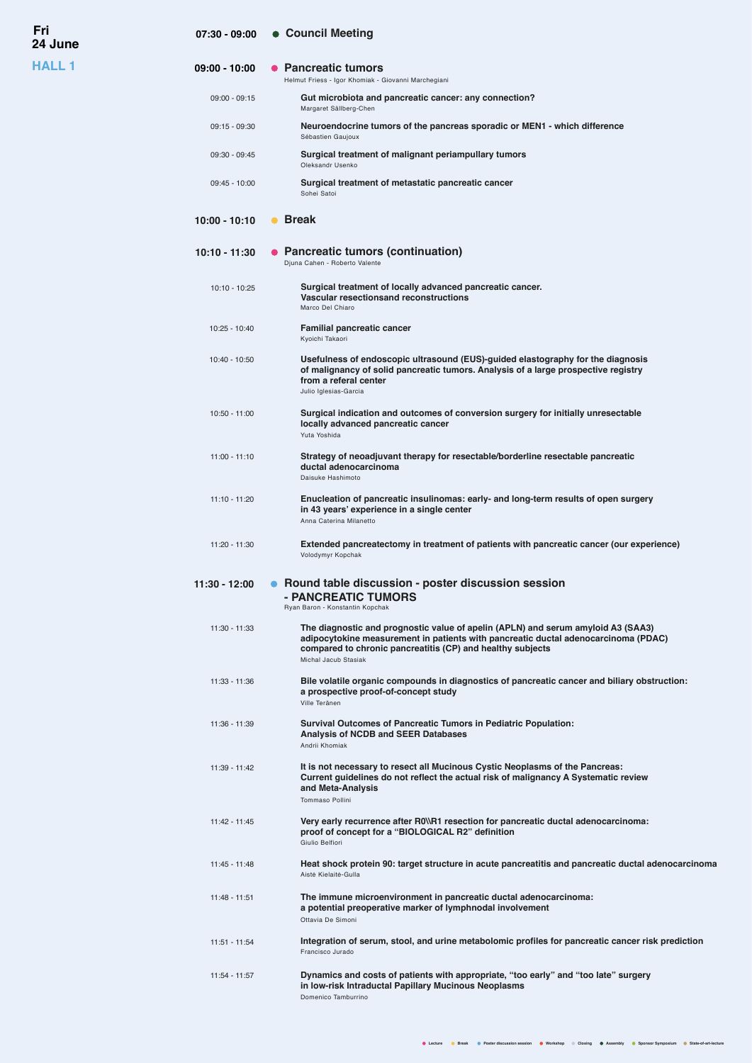**Fri 24 June**

**HALL 1**

**07:30 - 09:00** ● **Council Meeting**

**09:00 - 10:00** ● **Pancreatic tumors**
Helmut Friess - Igor Khomiak - Giovanni Marchegiani

09:00 - 09:15 **Gut microbiota and pancreatic cancer: any connection?**
Margaret Sällberg-Chen

09:15 - 09:30 **Neuroendocrine tumors of the pancreas sporadic or MEN1 - which difference**
Sébastien Gaujoux

09:30 - 09:45 **Surgical treatment of malignant periampullary tumors**
Oleksandr Usenko

09:45 - 10:00 **Surgical treatment of metastatic pancreatic cancer**
Sohei Satoi

**10:00 - 10:10** ● **Break**

**10:10 - 11:30** ● **Pancreatic tumors (continuation)**
Djuna Cahen - Roberto Valente

10:10 - 10:25 **Surgical treatment of locally advanced pancreatic cancer. Vascular resectionsand reconstructions**
Marco Del Chiaro

10:25 - 10:40 **Familial pancreatic cancer**
Kyoichi Takaori

10:40 - 10:50 **Usefulness of endoscopic ultrasound (EUS)-guided elastography for the diagnosis of malignancy of solid pancreatic tumors. Analysis of a large prospective registry from a referal center**
Julio Iglesias-Garcia

10:50 - 11:00 **Surgical indication and outcomes of conversion surgery for initially unresectable locally advanced pancreatic cancer**
Yuta Yoshida

11:00 - 11:10 **Strategy of neoadjuvant therapy for resectable/borderline resectable pancreatic ductal adenocarcinoma**
Daisuke Hashimoto

11:10 - 11:20 **Enucleation of pancreatic insulinomas: early- and long-term results of open surgery in 43 years' experience in a single center**
Anna Caterina Milanetto

11:20 - 11:30 **Extended pancreatectomy in treatment of patients with pancreatic cancer (our experience)**
Volodymyr Kopchak

**11:30 - 12:00** ● **Round table discussion - poster discussion session - PANCREATIC TUMORS**
Ryan Baron - Konstantin Kopchak

11:30 - 11:33 **The diagnostic and prognostic value of apelin (APLN) and serum amyloid A3 (SAA3) adipocytokine measurement in patients with pancreatic ductal adenocarcinoma (PDAC) compared to chronic pancreatitis (CP) and healthy subjects**
Michal Jacub Stasiak

11:33 - 11:36 **Bile volatile organic compounds in diagnostics of pancreatic cancer and biliary obstruction: a prospective proof-of-concept study**
Ville Teränen

11:36 - 11:39 **Survival Outcomes of Pancreatic Tumors in Pediatric Population: Analysis of NCDB and SEER Databases**
Andrii Khomiak

11:39 - 11:42 **It is not necessary to resect all Mucinous Cystic Neoplasms of the Pancreas: Current guidelines do not reflect the actual risk of malignancy A Systematic review and Meta-Analysis**
Tommaso Pollini

11:42 - 11:45 **Very early recurrence after R0\\R1 resection for pancreatic ductal adenocarcinoma: proof of concept for a "BIOLOGICAL R2" definition**
Giulio Belfiori

11:45 - 11:48 **Heat shock protein 90: target structure in acute pancreatitis and pancreatic ductal adenocarcinoma**
Aistė Kielaitė-Gulla

11:48 - 11:51 **The immune microenvironment in pancreatic ductal adenocarcinoma: a potential preoperative marker of lymphnodal involvement**
Ottavia De Simoni

11:51 - 11:54 **Integration of serum, stool, and urine metabolomic profiles for pancreatic cancer risk prediction**
Francisco Jurado

11:54 - 11:57 **Dynamics and costs of patients with appropriate, "too early" and "too late" surgery in low-risk Intraductal Papillary Mucinous Neoplasms**
Domenico Tamburrino

● Lecture ● Break ● Poster discussion session ● Workshop ● Closing ● Assembly ● Sponsor Symposium ● State-of-art-lecture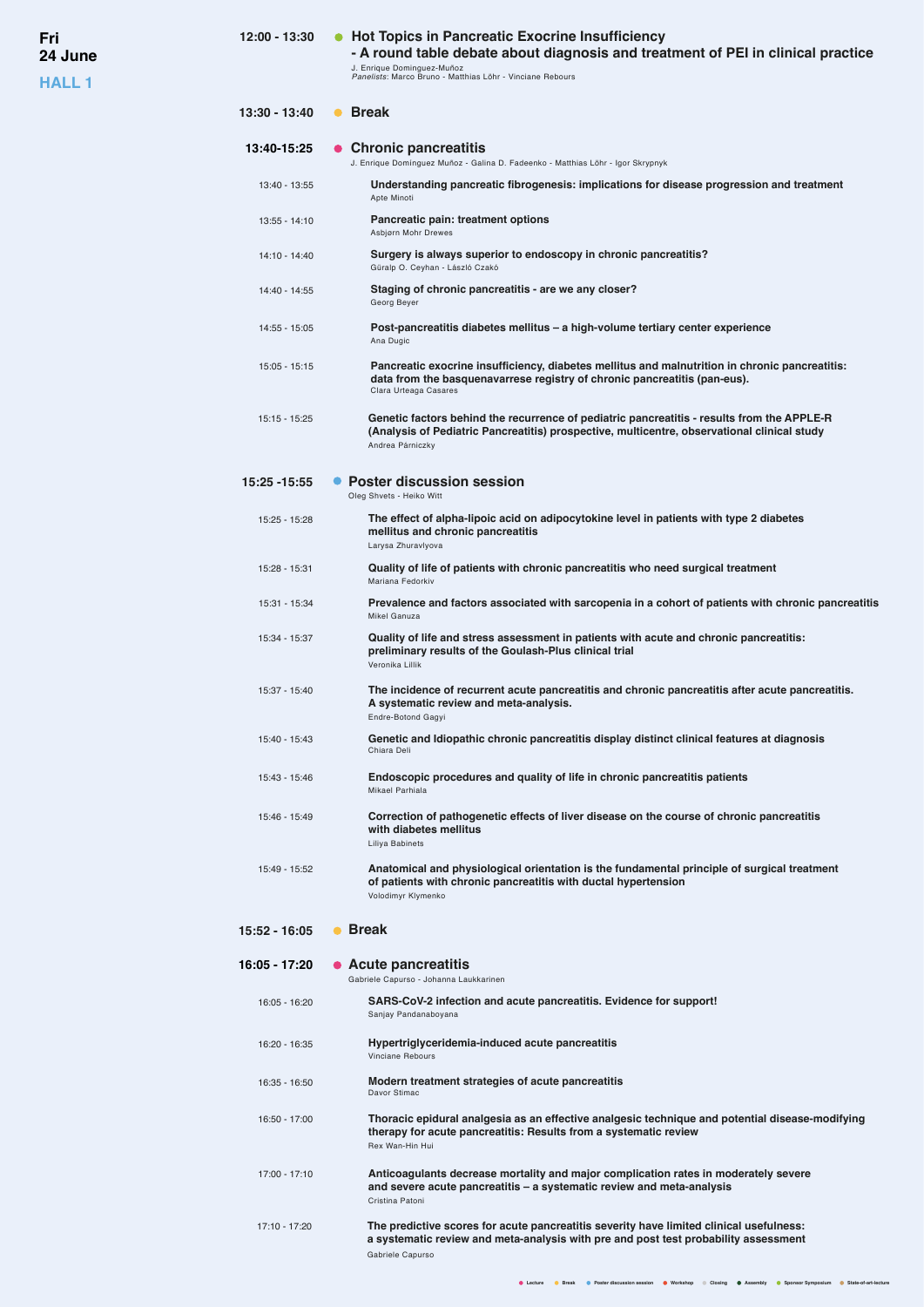**Fri**
**24 June**

**HALL 1**

**12:00 - 13:30** ● **Hot Topics in Pancreatic Exocrine Insufficiency**
**- A round table debate about diagnosis and treatment of PEI in clinical practice**
J. Enrique Dominguez-Muñoz
*Panelists*: Marco Bruno - Matthias Löhr - Vinciane Rebours

**13:30 - 13:40** ● **Break**

**13:40-15:25** ● **Chronic pancreatitis**
J. Enrique Domínguez Muñoz - Galina D. Fadeenko - Matthias Löhr - Igor Skrypnyk

13:40 - 13:55 **Understanding pancreatic fibrogenesis: implications for disease progression and treatment**
Apte Minoti

13:55 - 14:10 **Pancreatic pain: treatment options**
Asbjørn Mohr Drewes

14:10 - 14:40 **Surgery is always superior to endoscopy in chronic pancreatitis?**
Güralp O. Ceyhan - László Czakó

14:40 - 14:55 **Staging of chronic pancreatitis - are we any closer?**
Georg Beyer

14:55 - 15:05 **Post-pancreatitis diabetes mellitus – a high-volume tertiary center experience**
Ana Dugic

15:05 - 15:15 **Pancreatic exocrine insufficiency, diabetes mellitus and malnutrition in chronic pancreatitis: data from the basquenavarrese registry of chronic pancreatitis (pan-eus).**
Clara Urteaga Casares

15:15 - 15:25 **Genetic factors behind the recurrence of pediatric pancreatitis - results from the APPLE-R (Analysis of Pediatric Pancreatitis) prospective, multicentre, observational clinical study**
Andrea Párniczky

**15:25 -15:55** ● **Poster discussion session**
Oleg Shvets - Heiko Witt

15:25 - 15:28 **The effect of alpha-lipoic acid on adipocytokine level in patients with type 2 diabetes mellitus and chronic pancreatitis**
Larysa Zhuravlyova

15:28 - 15:31 **Quality of life of patients with chronic pancreatitis who need surgical treatment**
Mariana Fedorkiv

15:31 - 15:34 **Prevalence and factors associated with sarcopenia in a cohort of patients with chronic pancreatitis**
Mikel Ganuza

15:34 - 15:37 **Quality of life and stress assessment in patients with acute and chronic pancreatitis: preliminary results of the Goulash-Plus clinical trial**
Veronika Lillik

15:37 - 15:40 **The incidence of recurrent acute pancreatitis and chronic pancreatitis after acute pancreatitis. A systematic review and meta-analysis.**
Endre-Botond Gagyi

15:40 - 15:43 **Genetic and Idiopathic chronic pancreatitis display distinct clinical features at diagnosis**
Chiara Deli

15:43 - 15:46 **Endoscopic procedures and quality of life in chronic pancreatitis patients**
Mikael Parhiala

15:46 - 15:49 **Correction of pathogenetic effects of liver disease on the course of chronic pancreatitis with diabetes mellitus**
Liliya Babinets

15:49 - 15:52 **Anatomical and physiological orientation is the fundamental principle of surgical treatment of patients with chronic pancreatitis with ductal hypertension**
Volodimyr Klymenko

**15:52 - 16:05** ● **Break**

**16:05 - 17:20** ● **Acute pancreatitis**
Gabriele Capurso - Johanna Laukkarinen

16:05 - 16:20 **SARS-CoV-2 infection and acute pancreatitis. Evidence for support!**
Sanjay Pandanaboyana

16:20 - 16:35 **Hypertriglyceridemia-induced acute pancreatitis**
Vinciane Rebours

16:35 - 16:50 **Modern treatment strategies of acute pancreatitis**
Davor Stimac

16:50 - 17:00 **Thoracic epidural analgesia as an effective analgesic technique and potential disease-modifying therapy for acute pancreatitis: Results from a systematic review**
Rex Wan-Hin Hui

17:00 - 17:10 **Anticoagulants decrease mortality and major complication rates in moderately severe and severe acute pancreatitis – a systematic review and meta-analysis**
Cristina Patoni

17:10 - 17:20 **The predictive scores for acute pancreatitis severity have limited clinical usefulness: a systematic review and meta-analysis with pre and post test probability assessment**
Gabriele Capurso

● Lecture ● Break ● Poster discussion session ● Workshop ● Closing ● Assembly ● Sponsor Symposium ● State-of-art-lecture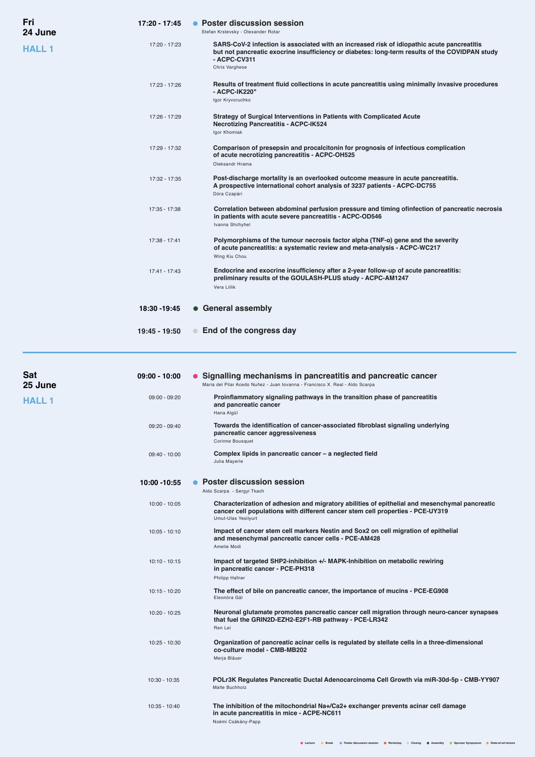## Fri 24 June

### HALL 1

**17:20 - 17:45** ● **Poster discussion session**
Stefan Krstevsky - Olexander Rotar

17:20 - 17:23
**SARS-CoV-2 infection is associated with an increased risk of idiopathic acute pancreatitis but not pancreatic exocrine insufficiency or diabetes: long-term results of the COVIDPAN study - ACPC-CV311**
Chris Varghese

17:23 - 17:26
**Results of treatment fluid collections in acute pancreatitis using minimally invasive procedures - ACPC-IK220"**
Igor Kryvoruchko

17:26 - 17:29
**Strategy of Surgical Interventions in Patients with Complicated Acute Necrotizing Pancreatitis - ACPC-IK524**
Igor Khomiak

17:29 - 17:32
**Comparison of presepsin and procalcitonin for prognosis of infectious complication of acute necrotizing pancreatitis - ACPC-OH525**
Oleksandr Hrama

17:32 - 17:35
**Post-discharge mortality is an overlooked outcome measure in acute pancreatitis. A prospective international cohort analysis of 3237 patients - ACPC-DC755**
Dóra Czapári

17:35 - 17:38
**Correlation between abdominal perfusion pressure and timing ofinfection of pancreatic necrosis in patients with acute severe pancreatitis - ACPC-OD546**
Ivanna Shchyhel

17:38 - 17:41
**Polymorphisms of the tumour necrosis factor alpha (TNF-α) gene and the severity of acute pancreatitis: a systematic review and meta-analysis - ACPC-WC217**
Wing Kiu Chou

17:41 - 17:43
**Endocrine and exocrine insufficiency after a 2-year follow-up of acute pancreatitis: preliminary results of the GOULASH-PLUS study - ACPC-AM1247**
Vera Lillik

**18:30 -19:45** ● **General assembly**

**19:45 - 19:50** ● **End of the congress day**

---

## Sat 25 June

### HALL 1

**09:00 - 10:00** ● **Signalling mechanisms in pancreatitis and pancreatic cancer**
Maria del Pilar Acedo Nuñez - Juan Iovanna - Francisco X. Real - Aldo Scarpa

09:00 - 09:20
**Proinflammatory signaling pathways in the transition phase of pancreatitis and pancreatic cancer**
Hana Algül

09:20 - 09:40
**Towards the identification of cancer-associated fibroblast signaling underlying pancreatic cancer aggressiveness**
Corinne Bousquet

09:40 - 10:00
**Complex lipids in pancreatic cancer – a neglected field**
Julia Mayerle

**10:00 -10:55** ● **Poster discussion session**
Aldo Scarpa - Sergyi Tkach

10:00 - 10:05
**Characterization of adhesion and migratory abilities of epithelial and mesenchymal pancreatic cancer cell populations with different cancer stem cell properties - PCE-UY319**
Umut-Ulas Yesilyurt

10:05 - 10:10
**Impact of cancer stem cell markers Nestin and Sox2 on cell migration of epithelial and mesenchymal pancreatic cancer cells - PCE-AM428**
Amelie Modi

10:10 - 10:15
**Impact of targeted SHP2-inhibition +/- MAPK-Inhibition on metabolic rewiring in pancreatic cancer - PCE-PH318**
Philipp Hafner

10:15 - 10:20
**The effect of bile on pancreatic cancer, the importance of mucins - PCE-EG908**
Eleonóra Gál

10:20 - 10:25
**Neuronal glutamate promotes pancreatic cancer cell migration through neuro-cancer synapses that fuel the GRIN2D-EZH2-E2F1-RB pathway - PCE-LR342**
Ren Lei

10:25 - 10:30
**Organization of pancreatic acinar cells is regulated by stellate cells in a three-dimensional co-culture model - CMB-MB202**
Merja Bläuer

10:30 - 10:35
**POLr3K Regulates Pancreatic Ductal Adenocarcinoma Cell Growth via miR-30d-5p - CMB-YY907**
Malte Buchholz

10:35 - 10:40
**The inhibition of the mitochondrial Na+/Ca2+ exchanger prevents acinar cell damage in acute pancreatitis in mice - ACPE-NC611**
Noémi Csákány-Papp

● Lecture ● Break ● Poster discussion session ● Workshop ● Closing ● Assembly ● Sponsor Symposium ● State-of-art-lecture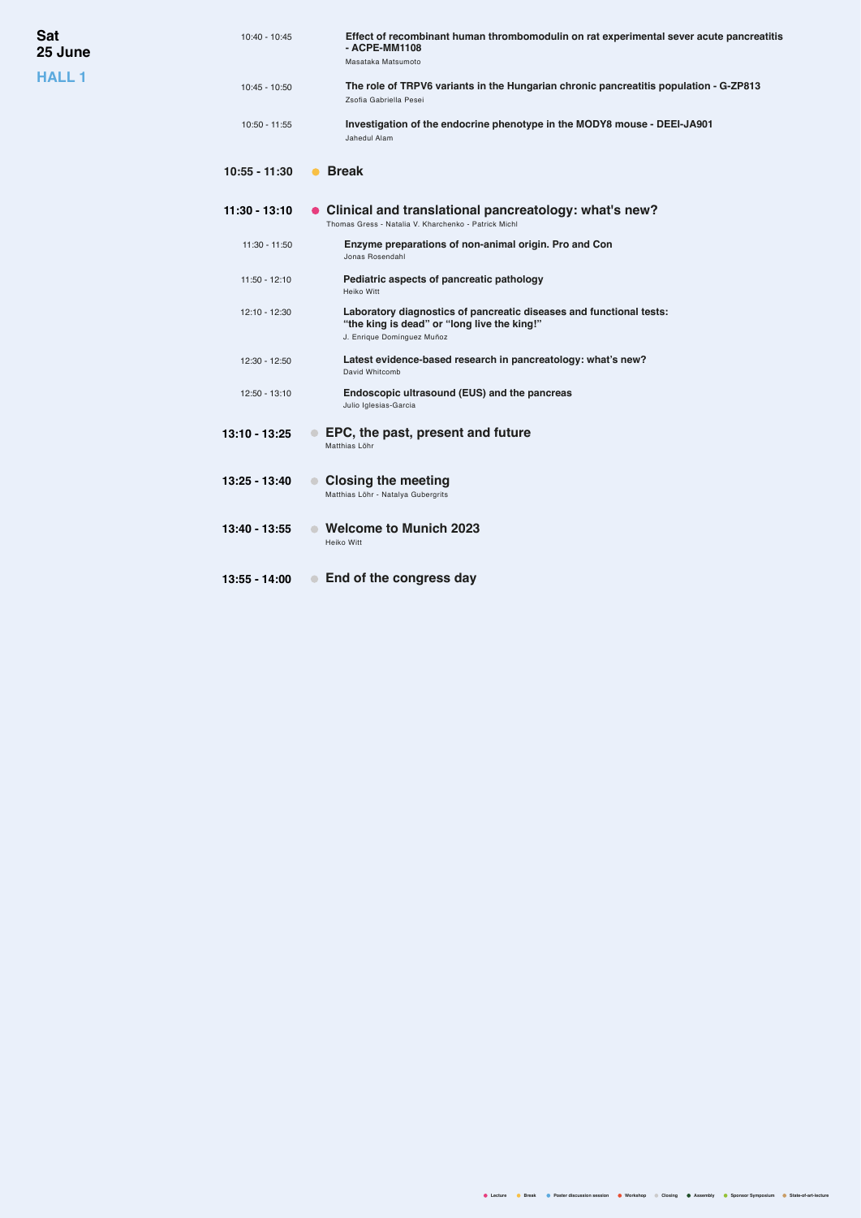**Sat**
**25 June**

**HALL 1**

10:40 - 10:45 **Effect of recombinant human thrombomodulin on rat experimental sever acute pancreatitis - ACPE-MM1108**
Masataka Matsumoto

10:45 - 10:50 **The role of TRPV6 variants in the Hungarian chronic pancreatitis population - G-ZP813**
Zsofia Gabriella Pesei

10:50 - 11:55 **Investigation of the endocrine phenotype in the MODY8 mouse - DEEI-JA901**
Jahedul Alam

## 10:55 - 11:30 Break

## 11:30 - 13:10 Clinical and translational pancreatology: what's new?

Thomas Gress - Natalia V. Kharchenko - Patrick Michl

11:30 - 11:50 **Enzyme preparations of non-animal origin. Pro and Con**
Jonas Rosendahl

11:50 - 12:10 **Pediatric aspects of pancreatic pathology**
Heiko Witt

12:10 - 12:30 **Laboratory diagnostics of pancreatic diseases and functional tests: "the king is dead" or "long live the king!"**
J. Enrique Domínguez Muñoz

12:30 - 12:50 **Latest evidence-based research in pancreatology: what's new?**
David Whitcomb

12:50 - 13:10 **Endoscopic ultrasound (EUS) and the pancreas**
Julio Iglesias-Garcia

## 13:10 - 13:25 EPC, the past, present and future

Matthias Löhr

## 13:25 - 13:40 Closing the meeting

Matthias Löhr - Natalya Gubergrits

## 13:40 - 13:55 Welcome to Munich 2023

Heiko Witt

## 13:55 - 14:00 End of the congress day

Lecture · Break · Poster discussion session · Workshop · Closing · Assembly · Sponsor Symposium · State-of-art-lecture